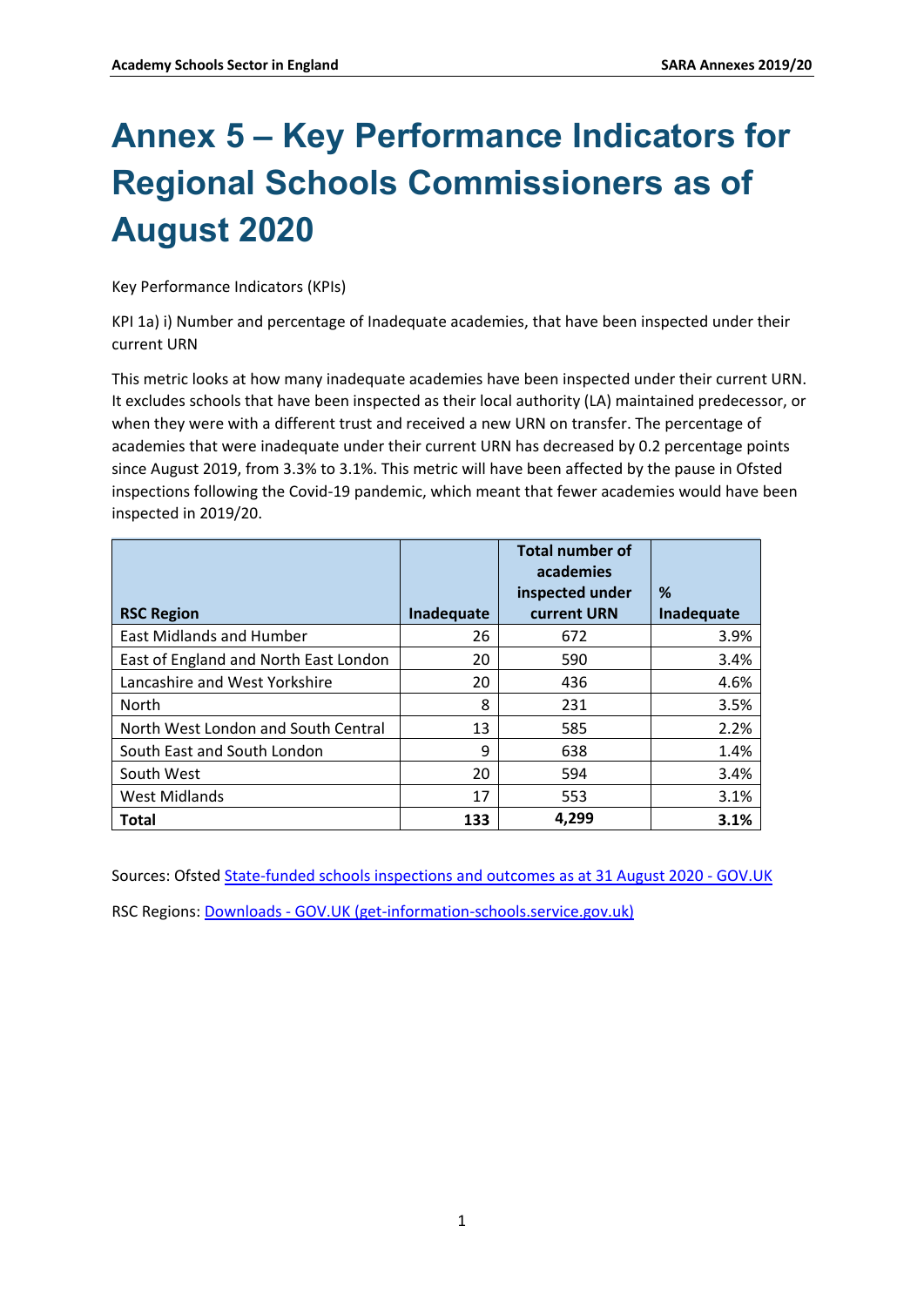# Annex 5 – Key Performance Indicators for Regional Schools Commissioners as of August 2020

Key Performance Indicators (KPIs)

KPI 1a) i) Number and percentage of Inadequate academies, that have been inspected under their current URN

This metric looks at how many inadequate academies have been inspected under their current URN. It excludes schools that have been inspected as their local authority (LA) maintained predecessor, or when they were with a different trust and received a new URN on transfer. The percentage of academies that were inadequate under their current URN has decreased by 0.2 percentage points since August 2019, from 3.3% to 3.1%. This metric will have been affected by the pause in Ofsted inspections following the Covid-19 pandemic, which meant that fewer academies would have been inspected in 2019/20.

| RSC Region | Inadequate | Total number of academies inspected under current URN | % Inadequate |
|---|---|---|---|
| East Midlands and Humber | 26 | 672 | 3.9% |
| East of England and North East London | 20 | 590 | 3.4% |
| Lancashire and West Yorkshire | 20 | 436 | 4.6% |
| North | 8 | 231 | 3.5% |
| North West London and South Central | 13 | 585 | 2.2% |
| South East and South London | 9 | 638 | 1.4% |
| South West | 20 | 594 | 3.4% |
| West Midlands | 17 | 553 | 3.1% |
| **Total** | **133** | **4,299** | **3.1%** |

Sources: Ofsted State-funded schools inspections and outcomes as at 31 August 2020 - GOV.UK

RSC Regions: Downloads - GOV.UK (get-information-schools.service.gov.uk)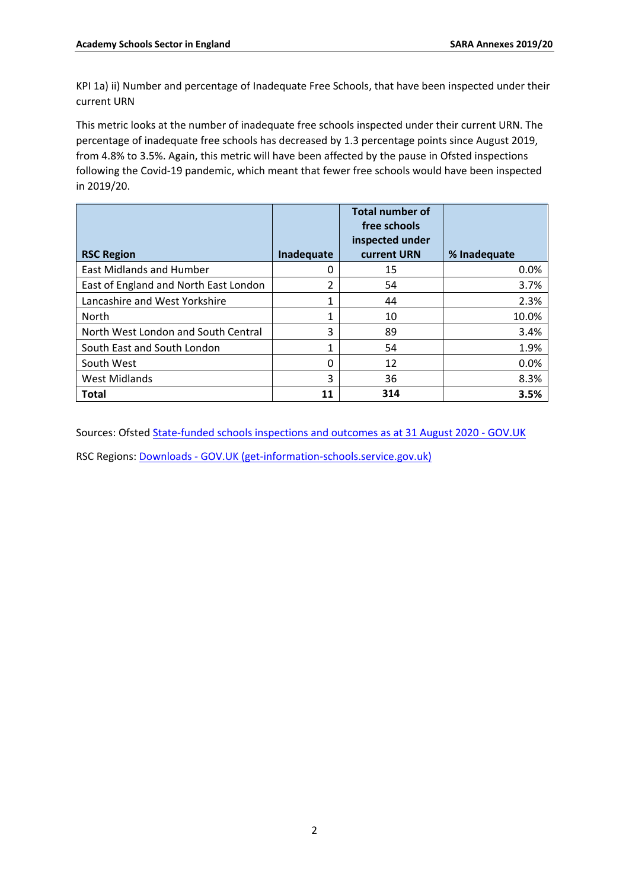KPI 1a) ii) Number and percentage of Inadequate Free Schools, that have been inspected under their current URN

This metric looks at the number of inadequate free schools inspected under their current URN. The percentage of inadequate free schools has decreased by 1.3 percentage points since August 2019, from 4.8% to 3.5%. Again, this metric will have been affected by the pause in Ofsted inspections following the Covid-19 pandemic, which meant that fewer free schools would have been inspected in 2019/20.

| RSC Region | Inadequate | Total number of free schools inspected under current URN | % Inadequate |
|---|---|---|---|
| East Midlands and Humber | 0 | 15 | 0.0% |
| East of England and North East London | 2 | 54 | 3.7% |
| Lancashire and West Yorkshire | 1 | 44 | 2.3% |
| North | 1 | 10 | 10.0% |
| North West London and South Central | 3 | 89 | 3.4% |
| South East and South London | 1 | 54 | 1.9% |
| South West | 0 | 12 | 0.0% |
| West Midlands | 3 | 36 | 8.3% |
| **Total** | **11** | **314** | **3.5%** |

Sources: Ofsted State-funded schools inspections and outcomes as at 31 August 2020 - GOV.UK

RSC Regions: Downloads - GOV.UK (get-information-schools.service.gov.uk)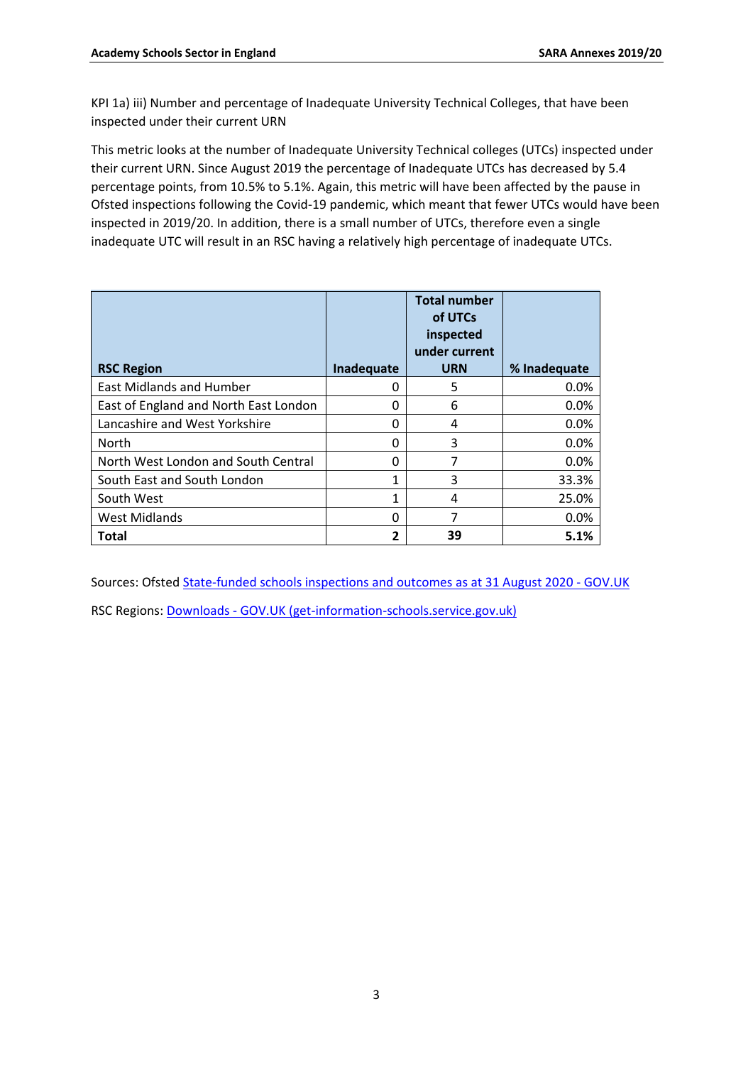KPI 1a) iii) Number and percentage of Inadequate University Technical Colleges, that have been inspected under their current URN

This metric looks at the number of Inadequate University Technical colleges (UTCs) inspected under their current URN. Since August 2019 the percentage of Inadequate UTCs has decreased by 5.4 percentage points, from 10.5% to 5.1%. Again, this metric will have been affected by the pause in Ofsted inspections following the Covid-19 pandemic, which meant that fewer UTCs would have been inspected in 2019/20. In addition, there is a small number of UTCs, therefore even a single inadequate UTC will result in an RSC having a relatively high percentage of inadequate UTCs.

| RSC Region | Inadequate | Total number of UTCs inspected under current URN | % Inadequate |
|---|---|---|---|
| East Midlands and Humber | 0 | 5 | 0.0% |
| East of England and North East London | 0 | 6 | 0.0% |
| Lancashire and West Yorkshire | 0 | 4 | 0.0% |
| North | 0 | 3 | 0.0% |
| North West London and South Central | 0 | 7 | 0.0% |
| South East and South London | 1 | 3 | 33.3% |
| South West | 1 | 4 | 25.0% |
| West Midlands | 0 | 7 | 0.0% |
| **Total** | **2** | **39** | **5.1%** |

Sources: Ofsted State-funded schools inspections and outcomes as at 31 August 2020 - GOV.UK

RSC Regions: Downloads - GOV.UK (get-information-schools.service.gov.uk)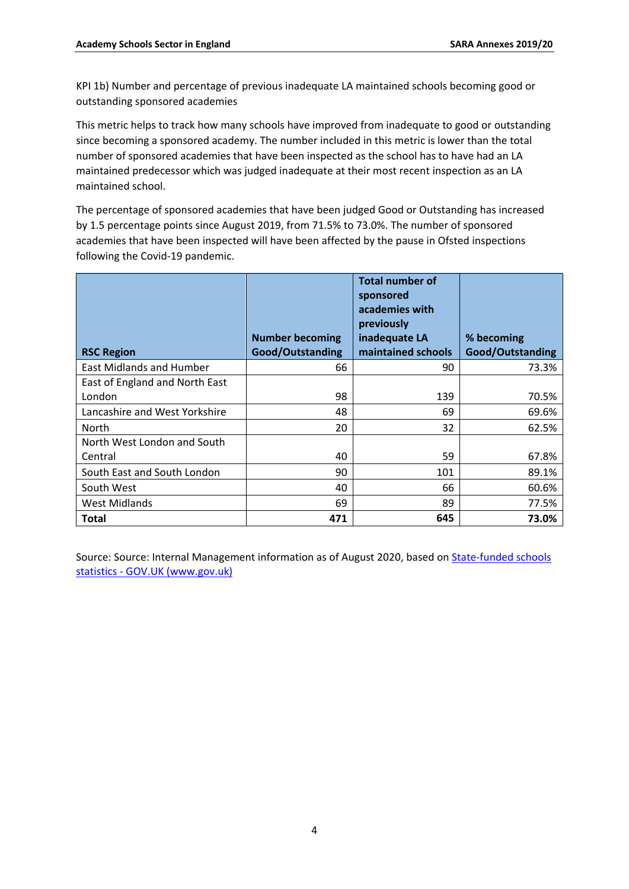KPI 1b) Number and percentage of previous inadequate LA maintained schools becoming good or outstanding sponsored academies

This metric helps to track how many schools have improved from inadequate to good or outstanding since becoming a sponsored academy. The number included in this metric is lower than the total number of sponsored academies that have been inspected as the school has to have had an LA maintained predecessor which was judged inadequate at their most recent inspection as an LA maintained school.

The percentage of sponsored academies that have been judged Good or Outstanding has increased by 1.5 percentage points since August 2019, from 71.5% to 73.0%. The number of sponsored academies that have been inspected will have been affected by the pause in Ofsted inspections following the Covid-19 pandemic.

| RSC Region | Number becoming Good/Outstanding | Total number of sponsored academies with previously inadequate LA maintained schools | % becoming Good/Outstanding |
|---|---|---|---|
| East Midlands and Humber | 66 | 90 | 73.3% |
| East of England and North East London | 98 | 139 | 70.5% |
| Lancashire and West Yorkshire | 48 | 69 | 69.6% |
| North | 20 | 32 | 62.5% |
| North West London and South Central | 40 | 59 | 67.8% |
| South East and South London | 90 | 101 | 89.1% |
| South West | 40 | 66 | 60.6% |
| West Midlands | 69 | 89 | 77.5% |
| **Total** | **471** | **645** | **73.0%** |

Source: Source: Internal Management information as of August 2020, based on [State-funded schools statistics - GOV.UK (www.gov.uk)]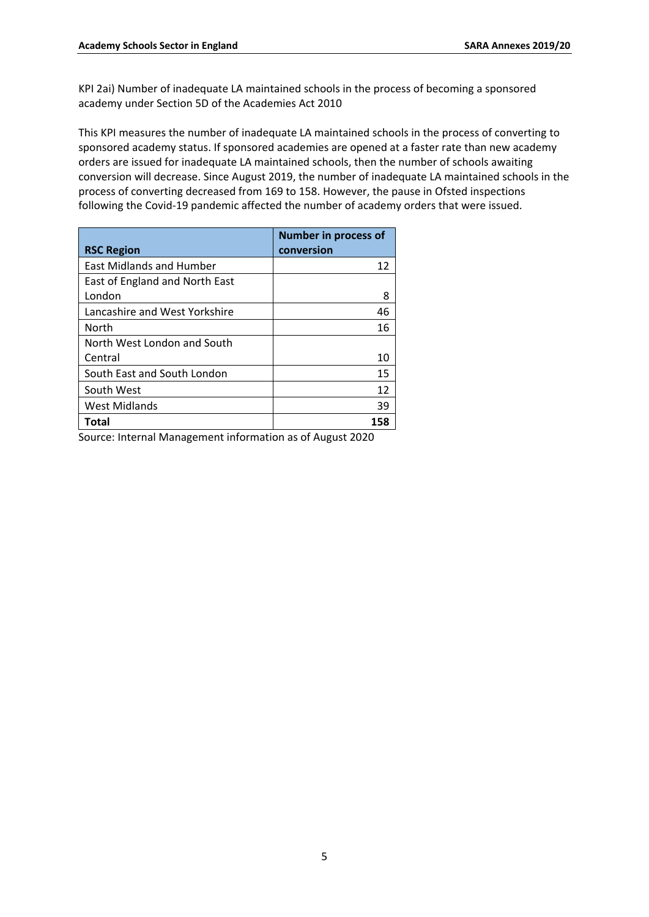KPI 2ai) Number of inadequate LA maintained schools in the process of becoming a sponsored academy under Section 5D of the Academies Act 2010

This KPI measures the number of inadequate LA maintained schools in the process of converting to sponsored academy status. If sponsored academies are opened at a faster rate than new academy orders are issued for inadequate LA maintained schools, then the number of schools awaiting conversion will decrease. Since August 2019, the number of inadequate LA maintained schools in the process of converting decreased from 169 to 158. However, the pause in Ofsted inspections following the Covid-19 pandemic affected the number of academy orders that were issued.

| RSC Region | Number in process of conversion |
| --- | ---: |
| East Midlands and Humber | 12 |
| East of England and North East London | 8 |
| Lancashire and West Yorkshire | 46 |
| North | 16 |
| North West London and South Central | 10 |
| South East and South London | 15 |
| South West | 12 |
| West Midlands | 39 |
| **Total** | **158** |

Source: Internal Management information as of August 2020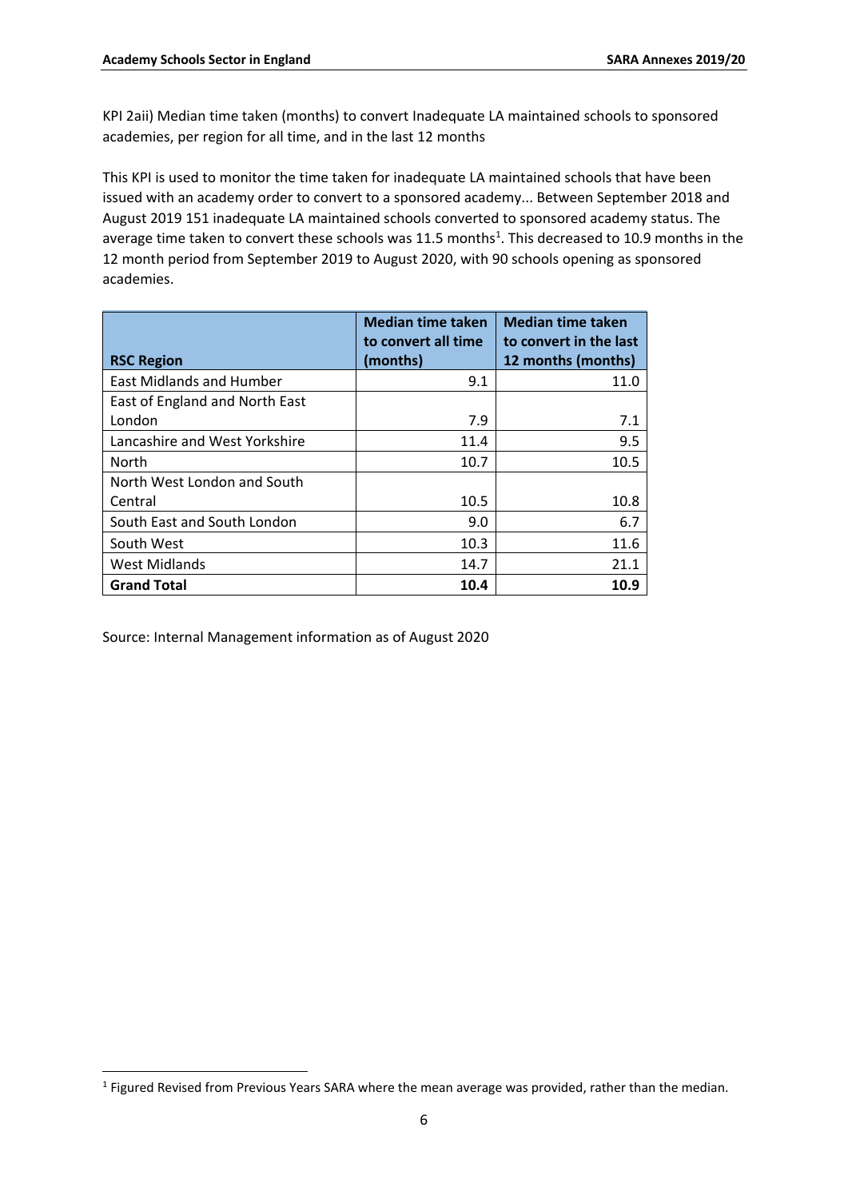KPI 2aii) Median time taken (months) to convert Inadequate LA maintained schools to sponsored academies, per region for all time, and in the last 12 months

This KPI is used to monitor the time taken for inadequate LA maintained schools that have been issued with an academy order to convert to a sponsored academy... Between September 2018 and August 2019 151 inadequate LA maintained schools converted to sponsored academy status. The average time taken to convert these schools was 11.5 months[1]. This decreased to 10.9 months in the 12 month period from September 2019 to August 2020, with 90 schools opening as sponsored academies.

| RSC Region | Median time taken to convert all time (months) | Median time taken to convert in the last 12 months (months) |
|---|---|---|
| East Midlands and Humber | 9.1 | 11.0 |
| East of England and North East London | 7.9 | 7.1 |
| Lancashire and West Yorkshire | 11.4 | 9.5 |
| North | 10.7 | 10.5 |
| North West London and South Central | 10.5 | 10.8 |
| South East and South London | 9.0 | 6.7 |
| South West | 10.3 | 11.6 |
| West Midlands | 14.7 | 21.1 |
| **Grand Total** | **10.4** | **10.9** |

Source: Internal Management information as of August 2020

[1] Figured Revised from Previous Years SARA where the mean average was provided, rather than the median.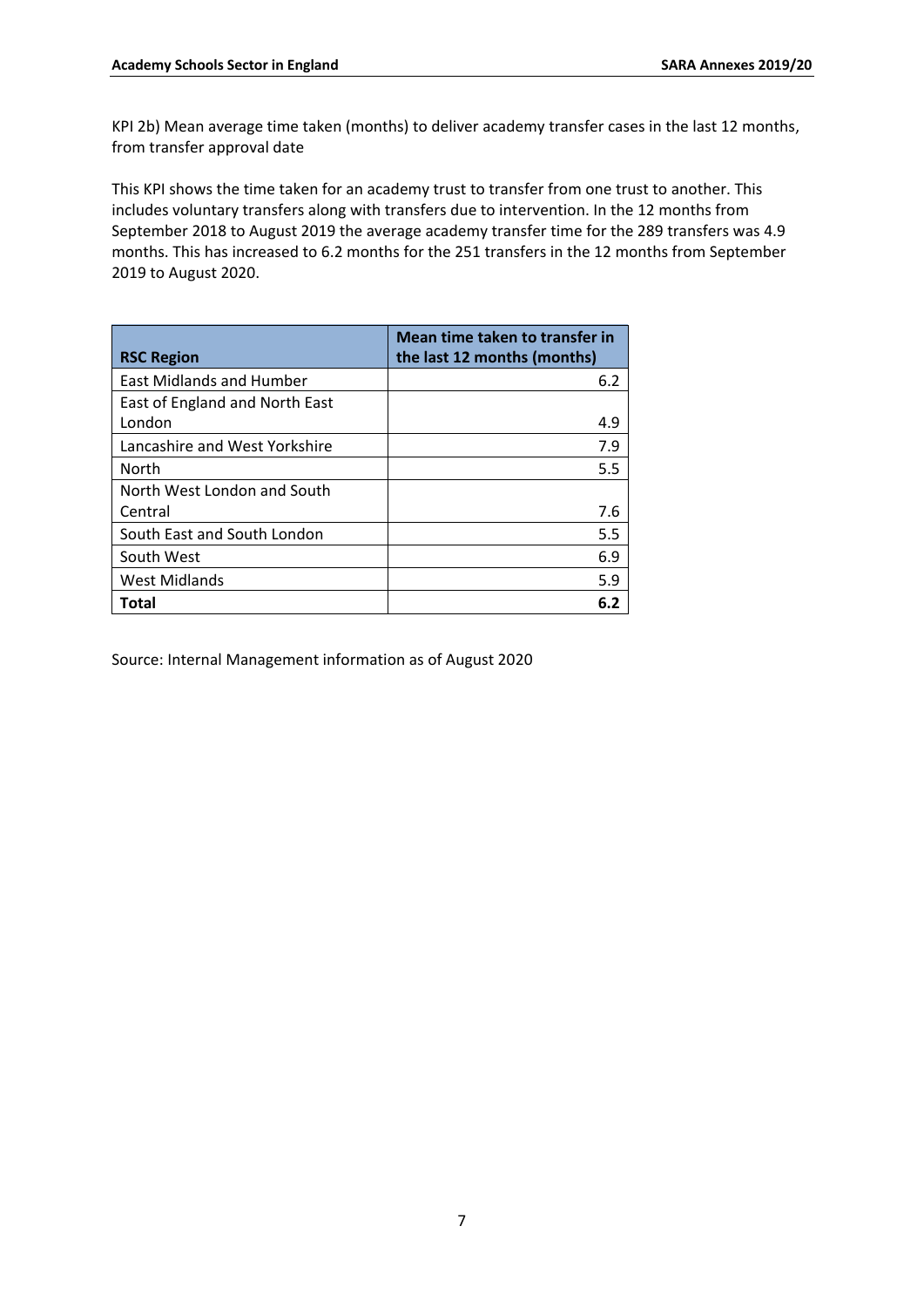KPI 2b) Mean average time taken (months) to deliver academy transfer cases in the last 12 months, from transfer approval date

This KPI shows the time taken for an academy trust to transfer from one trust to another. This includes voluntary transfers along with transfers due to intervention. In the 12 months from September 2018 to August 2019 the average academy transfer time for the 289 transfers was 4.9 months. This has increased to 6.2 months for the 251 transfers in the 12 months from September 2019 to August 2020.

| RSC Region | Mean time taken to transfer in the last 12 months (months) |
|---|---|
| East Midlands and Humber | 6.2 |
| East of England and North East London | 4.9 |
| Lancashire and West Yorkshire | 7.9 |
| North | 5.5 |
| North West London and South Central | 7.6 |
| South East and South London | 5.5 |
| South West | 6.9 |
| West Midlands | 5.9 |
| **Total** | **6.2** |

Source: Internal Management information as of August 2020